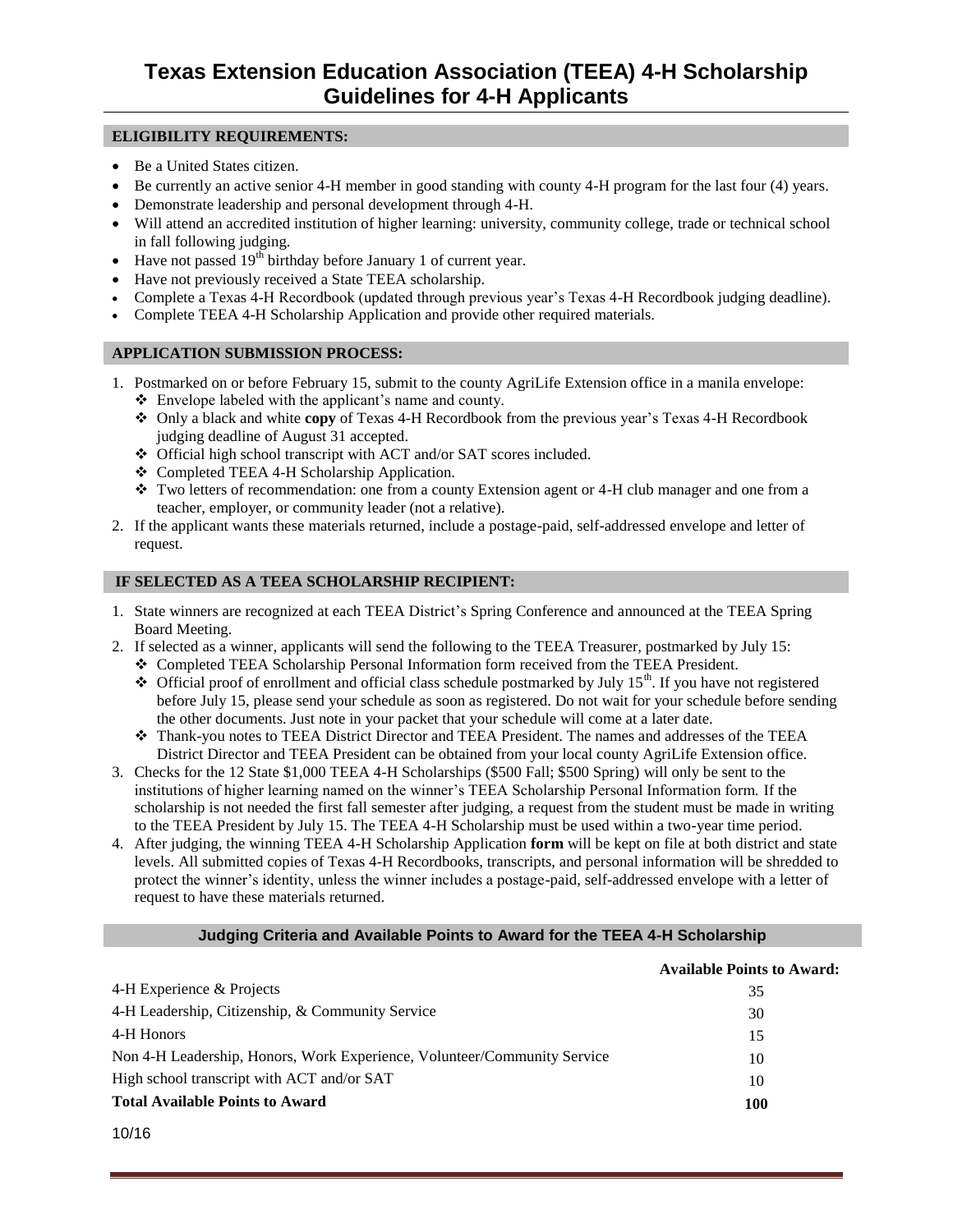# Texas Extension Education Association (TEEA) 4-H Scholarship Guidelines for 4-H Applicants

## ELIGIBILITY REQUIREMENTS:

- Be a United States citizen.
- Be currently an active senior 4-H member in good standing with county 4-H program for the last four (4) years.
- Demonstrate leadership and personal development through 4-H.
- Will attend an accredited institution of higher learning: university, community college, trade or technical school in fall following judging.
- Have not passed 19th birthday before January 1 of current year.
- Have not previously received a State TEEA scholarship.
- Complete a Texas 4-H Recordbook (updated through previous year's Texas 4-H Recordbook judging deadline).
- Complete TEEA 4-H Scholarship Application and provide other required materials.

## APPLICATION SUBMISSION PROCESS:

1. Postmarked on or before February 15, submit to the county AgriLife Extension office in a manila envelope:
   - Envelope labeled with the applicant's name and county.
   - Only a black and white **copy** of Texas 4-H Recordbook from the previous year's Texas 4-H Recordbook judging deadline of August 31 accepted.
   - Official high school transcript with ACT and/or SAT scores included.
   - Completed TEEA 4-H Scholarship Application.
   - Two letters of recommendation: one from a county Extension agent or 4-H club manager and one from a teacher, employer, or community leader (not a relative).
2. If the applicant wants these materials returned, include a postage-paid, self-addressed envelope and letter of request.

## IF SELECTED AS A TEEA SCHOLARSHIP RECIPIENT:

1. State winners are recognized at each TEEA District's Spring Conference and announced at the TEEA Spring Board Meeting.
2. If selected as a winner, applicants will send the following to the TEEA Treasurer, postmarked by July 15:
   - Completed TEEA Scholarship Personal Information form received from the TEEA President.
   - Official proof of enrollment and official class schedule postmarked by July 15th. If you have not registered before July 15, please send your schedule as soon as registered. Do not wait for your schedule before sending the other documents. Just note in your packet that your schedule will come at a later date.
   - Thank-you notes to TEEA District Director and TEEA President. The names and addresses of the TEEA District Director and TEEA President can be obtained from your local county AgriLife Extension office.
3. Checks for the 12 State $1,000 TEEA 4-H Scholarships ($500 Fall; $500 Spring) will only be sent to the institutions of higher learning named on the winner's TEEA Scholarship Personal Information form. If the scholarship is not needed the first fall semester after judging, a request from the student must be made in writing to the TEEA President by July 15. The TEEA 4-H Scholarship must be used within a two-year time period.
4. After judging, the winning TEEA 4-H Scholarship Application **form** will be kept on file at both district and state levels. All submitted copies of Texas 4-H Recordbooks, transcripts, and personal information will be shredded to protect the winner's identity, unless the winner includes a postage-paid, self-addressed envelope with a letter of request to have these materials returned.

## Judging Criteria and Available Points to Award for the TEEA 4-H Scholarship

| | Available Points to Award: |
|---|---|
| 4-H Experience & Projects | 35 |
| 4-H Leadership, Citizenship, & Community Service | 30 |
| 4-H Honors | 15 |
| Non 4-H Leadership, Honors, Work Experience, Volunteer/Community Service | 10 |
| High school transcript with ACT and/or SAT | 10 |
| **Total Available Points to Award** | **100** |

10/16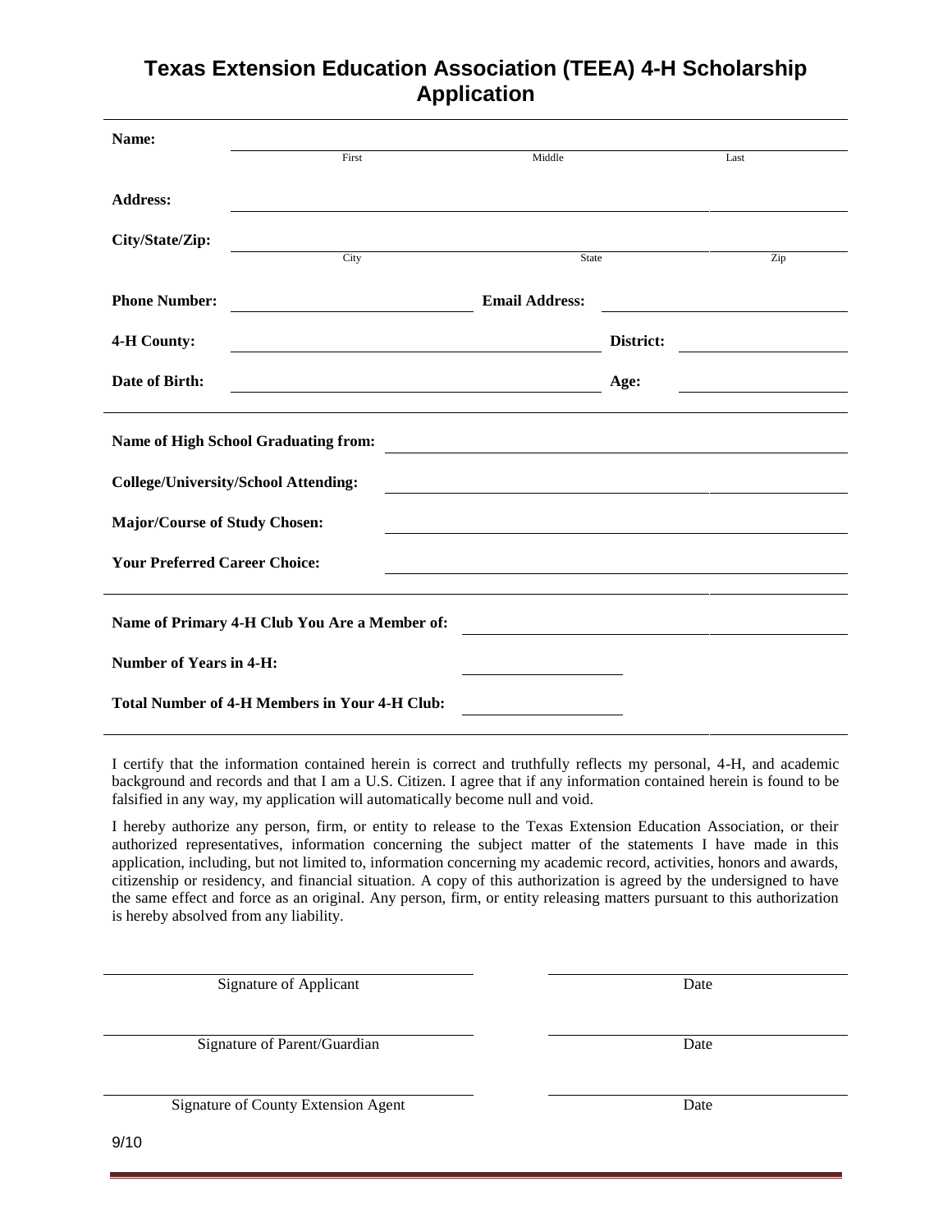# Texas Extension Education Association (TEEA) 4-H Scholarship Application

**Name:** ______________________ ______________________ ______________________
First Middle Last

**Address:** ______________________________________________

**City/State/Zip:** ______________________ ______________________ ______________________
City State Zip

**Phone Number:** ______________________ **Email Address:** ______________________

**4-H County:** ______________________ **District:** ______________________

**Date of Birth:** ______________________ **Age:** ______________________

---

**Name of High School Graduating from:** ______________________

**College/University/School Attending:** ______________________

**Major/Course of Study Chosen:** ______________________

**Your Preferred Career Choice:** ______________________

---

**Name of Primary 4-H Club You Are a Member of:** ______________________

**Number of Years in 4-H:** ______________________

**Total Number of 4-H Members in Your 4-H Club:** ______________________

---

I certify that the information contained herein is correct and truthfully reflects my personal, 4-H, and academic background and records and that I am a U.S. Citizen. I agree that if any information contained herein is found to be falsified in any way, my application will automatically become null and void.

I hereby authorize any person, firm, or entity to release to the Texas Extension Education Association, or their authorized representatives, information concerning the subject matter of the statements I have made in this application, including, but not limited to, information concerning my academic record, activities, honors and awards, citizenship or residency, and financial situation. A copy of this authorization is agreed by the undersigned to have the same effect and force as an original. Any person, firm, or entity releasing matters pursuant to this authorization is hereby absolved from any liability.

______________________ ______________________
Signature of Applicant Date

______________________ ______________________
Signature of Parent/Guardian Date

______________________ ______________________
Signature of County Extension Agent Date

9/10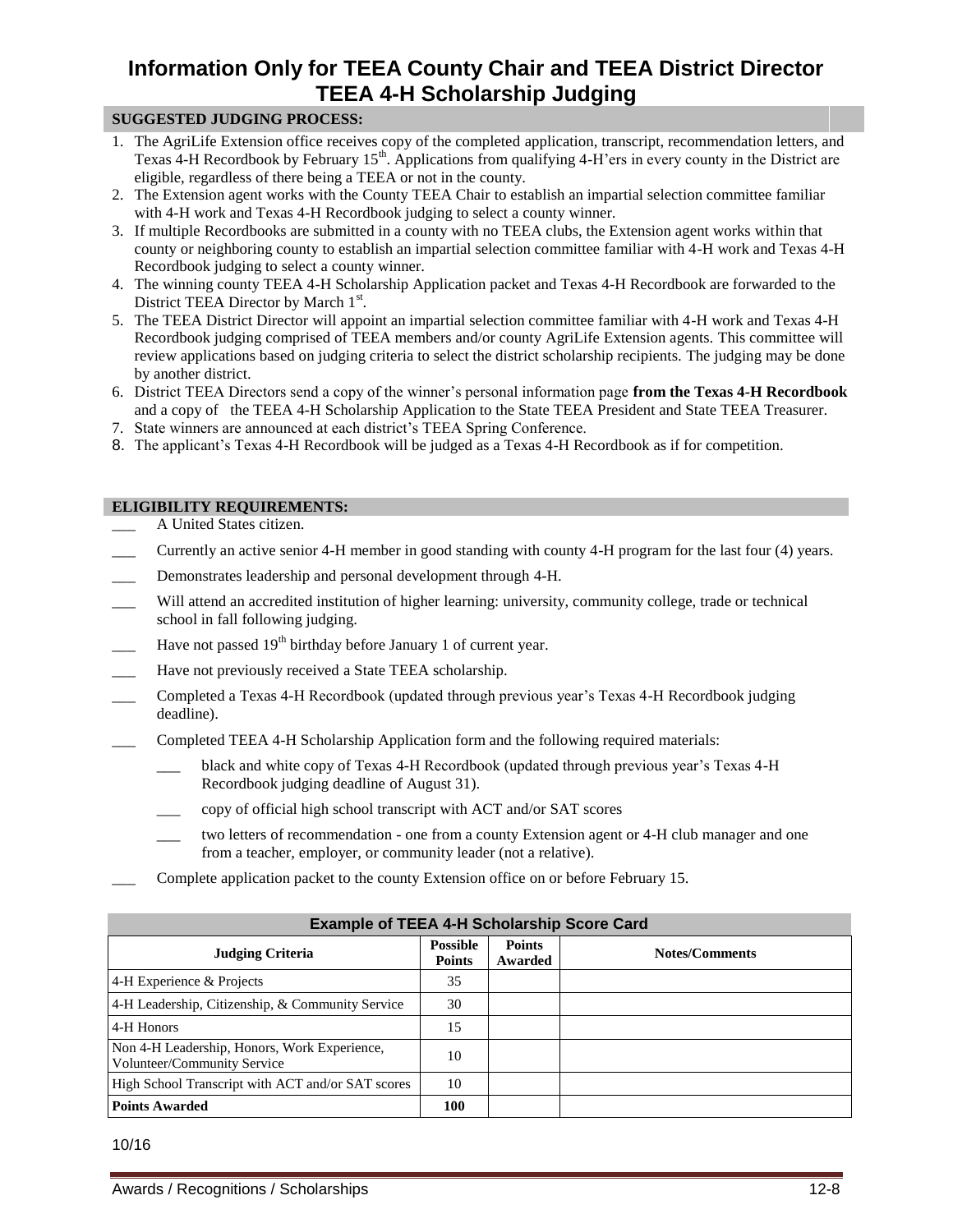# Information Only for TEEA County Chair and TEEA District Director
# TEEA 4-H Scholarship Judging

## SUGGESTED JUDGING PROCESS:

1. The AgriLife Extension office receives copy of the completed application, transcript, recommendation letters, and Texas 4-H Recordbook by February 15th. Applications from qualifying 4-H'ers in every county in the District are eligible, regardless of there being a TEEA or not in the county.
2. The Extension agent works with the County TEEA Chair to establish an impartial selection committee familiar with 4-H work and Texas 4-H Recordbook judging to select a county winner.
3. If multiple Recordbooks are submitted in a county with no TEEA clubs, the Extension agent works within that county or neighboring county to establish an impartial selection committee familiar with 4-H work and Texas 4-H Recordbook judging to select a county winner.
4. The winning county TEEA 4-H Scholarship Application packet and Texas 4-H Recordbook are forwarded to the District TEEA Director by March 1st.
5. The TEEA District Director will appoint an impartial selection committee familiar with 4-H work and Texas 4-H Recordbook judging comprised of TEEA members and/or county AgriLife Extension agents. This committee will review applications based on judging criteria to select the district scholarship recipients. The judging may be done by another district.
6. District TEEA Directors send a copy of the winner's personal information page **from the Texas 4-H Recordbook** and a copy of the TEEA 4-H Scholarship Application to the State TEEA President and State TEEA Treasurer.
7. State winners are announced at each district's TEEA Spring Conference.
8. The applicant's Texas 4-H Recordbook will be judged as a Texas 4-H Recordbook as if for competition.

## ELIGIBILITY REQUIREMENTS:

- ___ A United States citizen.
- ___ Currently an active senior 4-H member in good standing with county 4-H program for the last four (4) years.
- ___ Demonstrates leadership and personal development through 4-H.
- ___ Will attend an accredited institution of higher learning: university, community college, trade or technical school in fall following judging.
- ___ Have not passed 19th birthday before January 1 of current year.
- ___ Have not previously received a State TEEA scholarship.
- ___ Completed a Texas 4-H Recordbook (updated through previous year's Texas 4-H Recordbook judging deadline).
- ___ Completed TEEA 4-H Scholarship Application form and the following required materials:
  - ___ black and white copy of Texas 4-H Recordbook (updated through previous year's Texas 4-H Recordbook judging deadline of August 31).
  - ___ copy of official high school transcript with ACT and/or SAT scores
  - ___ two letters of recommendation - one from a county Extension agent or 4-H club manager and one from a teacher, employer, or community leader (not a relative).
- ___ Complete application packet to the county Extension office on or before February 15.

**Example of TEEA 4-H Scholarship Score Card**

| Judging Criteria | Possible Points | Points Awarded | Notes/Comments |
|---|---|---|---|
| 4-H Experience & Projects | 35 | | |
| 4-H Leadership, Citizenship, & Community Service | 30 | | |
| 4-H Honors | 15 | | |
| Non 4-H Leadership, Honors, Work Experience, Volunteer/Community Service | 10 | | |
| High School Transcript with ACT and/or SAT scores | 10 | | |
| **Points Awarded** | **100** | | |

10/16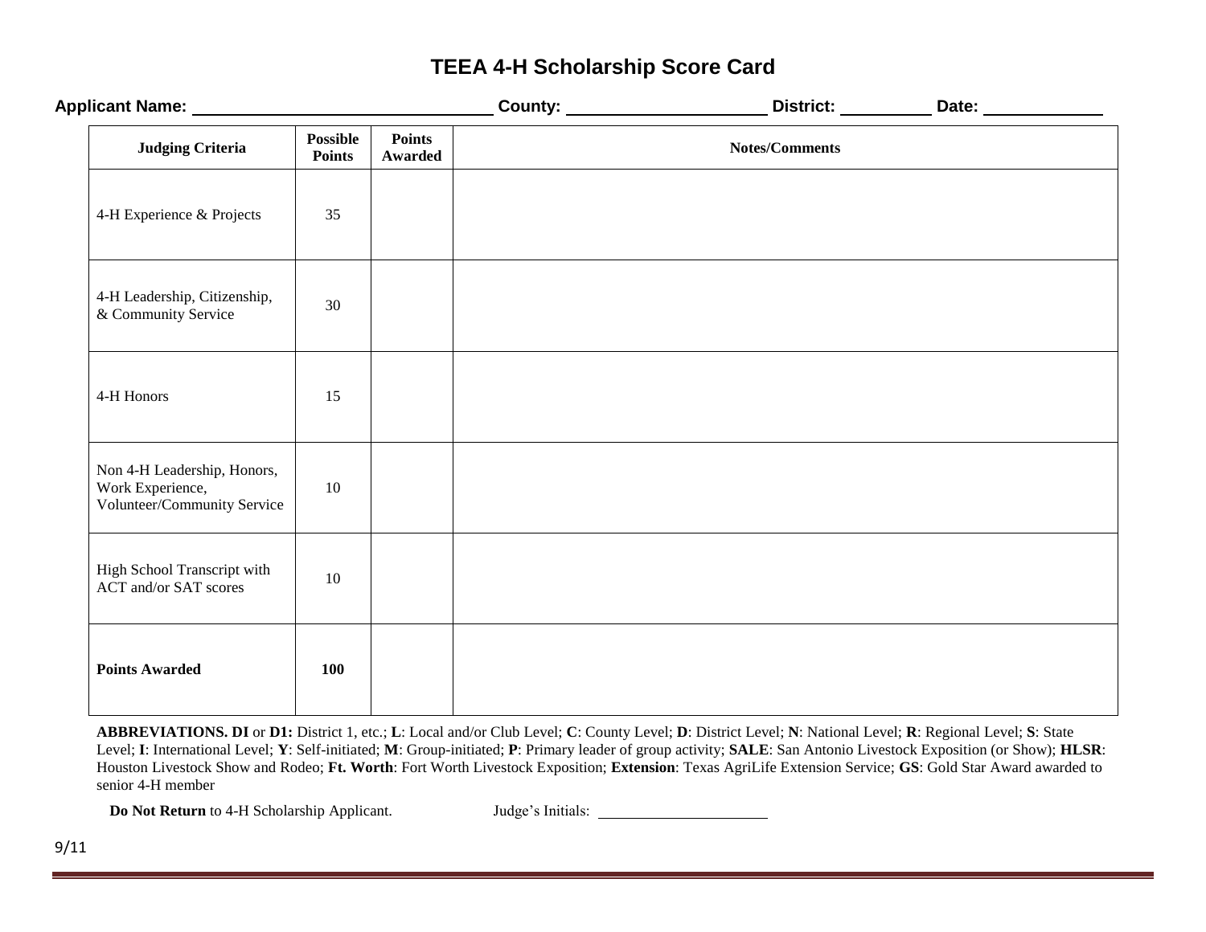# TEEA 4-H Scholarship Score Card

**Applicant Name:** ______________________________ **County:** ____________________ **District:** _________ **Date:** ___________

| Judging Criteria | Possible Points | Points Awarded | Notes/Comments |
|---|---|---|---|
| 4-H Experience & Projects | 35 | | |
| 4-H Leadership, Citizenship, & Community Service | 30 | | |
| 4-H Honors | 15 | | |
| Non 4-H Leadership, Honors, Work Experience, Volunteer/Community Service | 10 | | |
| High School Transcript with ACT and/or SAT scores | 10 | | |
| **Points Awarded** | **100** | | |

**ABBREVIATIONS. DI** or **D1:** District 1, etc.; **L**: Local and/or Club Level; **C**: County Level; **D**: District Level; **N**: National Level; **R**: Regional Level; **S**: State Level; **I**: International Level; **Y**: Self-initiated; **M**: Group-initiated; **P**: Primary leader of group activity; **SALE**: San Antonio Livestock Exposition (or Show); **HLSR**: Houston Livestock Show and Rodeo; **Ft. Worth**: Fort Worth Livestock Exposition; **Extension**: Texas AgriLife Extension Service; **GS**: Gold Star Award awarded to senior 4-H member

**Do Not Return** to 4-H Scholarship Applicant. Judge's Initials: ____________________

9/11